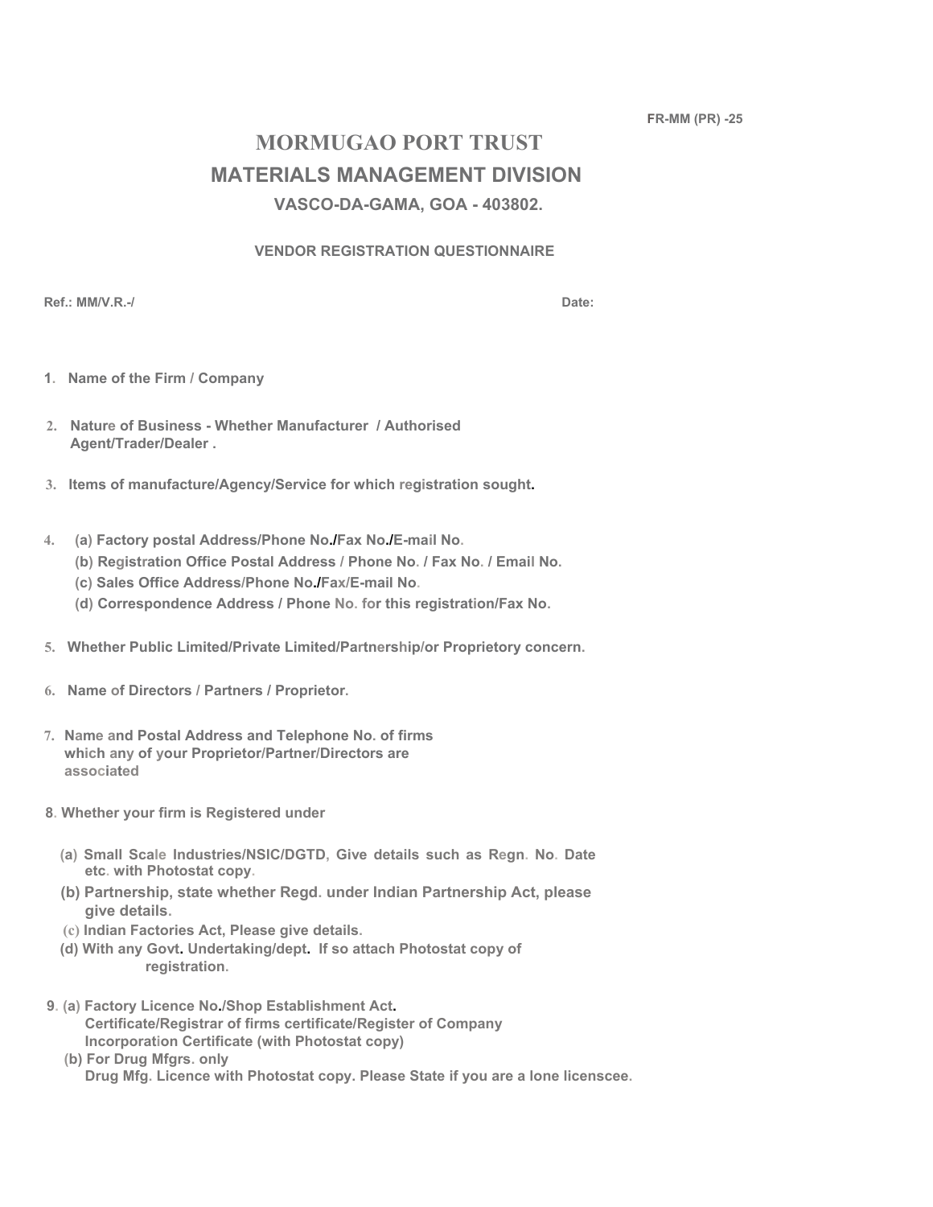FR-MM (PR) -25

# MORMUGAO PORT TRUST

## MATERIALS MANAGEMENT DIVISION

### VASCO-DA-GAMA, GOA - 403802.

**VENDOR REGISTRATION QUESTIONNAIRE**

**Ref.: MM/V.R.-/** **Date:**

1. **Name of the Firm / Company**

2. **Nature of Business - Whether Manufacturer / Authorised Agent/Trader/Dealer .**

3. **Items of manufacture/Agency/Service for which registration sought.**

4. **(a) Factory postal Address/Phone No./Fax No./E-mail No.**
   **(b) Registration Office Postal Address / Phone No. / Fax No. / Email No.**
   **(c) Sales Office Address/Phone No./Fax/E-mail No.**
   **(d) Correspondence Address / Phone No. for this registration/Fax No.**

5. **Whether Public Limited/Private Limited/Partnership/or Proprietory concern.**

6. **Name of Directors / Partners / Proprietor.**

7. **Name and Postal Address and Telephone No. of firms which any of your Proprietor/Partner/Directors are associated**

8. **Whether your firm is Registered under**
   **(a) Small Scale Industries/NSIC/DGTD, Give details such as Regn. No. Date etc. with Photostat copy.**
   **(b) Partnership, state whether Regd. under Indian Partnership Act, please give details.**
   **(c) Indian Factories Act, Please give details.**
   **(d) With any Govt. Undertaking/dept. If so attach Photostat copy of registration.**

9. **(a) Factory Licence No./Shop Establishment Act. Certificate/Registrar of firms certificate/Register of Company Incorporation Certificate (with Photostat copy)**
   **(b) For Drug Mfgrs. only Drug Mfg. Licence with Photostat copy. Please State if you are a lone licenscee.**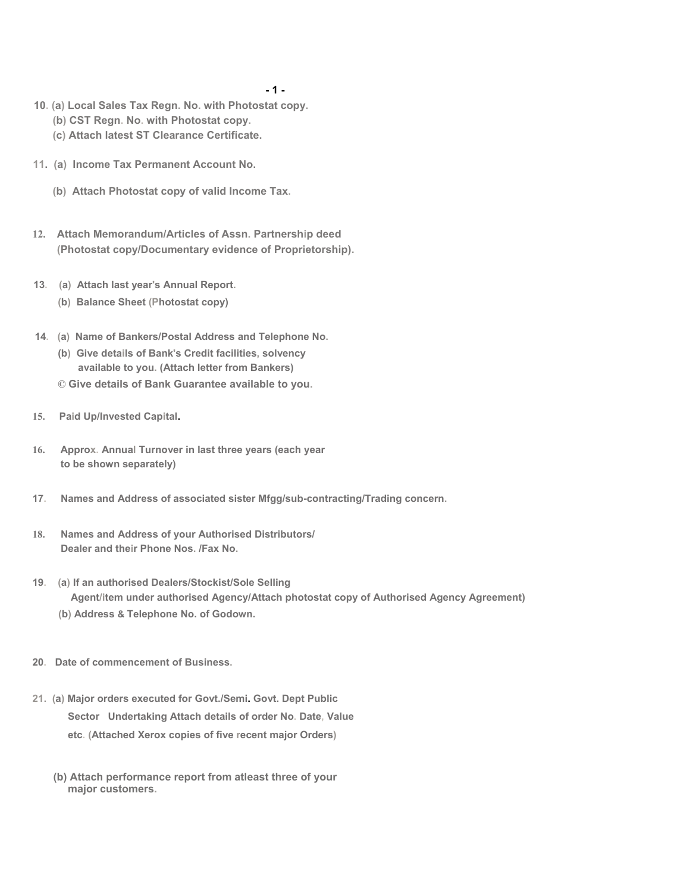10. (a) Local Sales Tax Regn. No. with Photostat copy.
    (b) CST Regn. No. with Photostat copy.
    (c) Attach latest ST Clearance Certificate.

11. (a) Income Tax Permanent Account No.

    (b) Attach Photostat copy of valid Income Tax.

12. Attach Memorandum/Articles of Assn. Partnership deed (Photostat copy/Documentary evidence of Proprietorship).

13. (a) Attach last year's Annual Report.
    (b) Balance Sheet (Photostat copy)

14. (a) Name of Bankers/Postal Address and Telephone No.
    (b) Give details of Bank's Credit facilities, solvency available to you. (Attach letter from Bankers)
    © Give details of Bank Guarantee available to you.

15. Paid Up/Invested Capital.

16. Approx. Annual Turnover in last three years (each year to be shown separately)

17. Names and Address of associated sister Mfgg/sub-contracting/Trading concern.

18. Names and Address of your Authorised Distributors/ Dealer and their Phone Nos. /Fax No.

19. (a) If an authorised Dealers/Stockist/Sole Selling Agent/item under authorised Agency/Attach photostat copy of Authorised Agency Agreement)
    (b) Address & Telephone No. of Godown.

20. Date of commencement of Business.

21. (a) Major orders executed for Govt./Semi. Govt. Dept Public Sector Undertaking Attach details of order No. Date, Value etc. (Attached Xerox copies of five recent major Orders)

    (b) Attach performance report from atleast three of your major customers.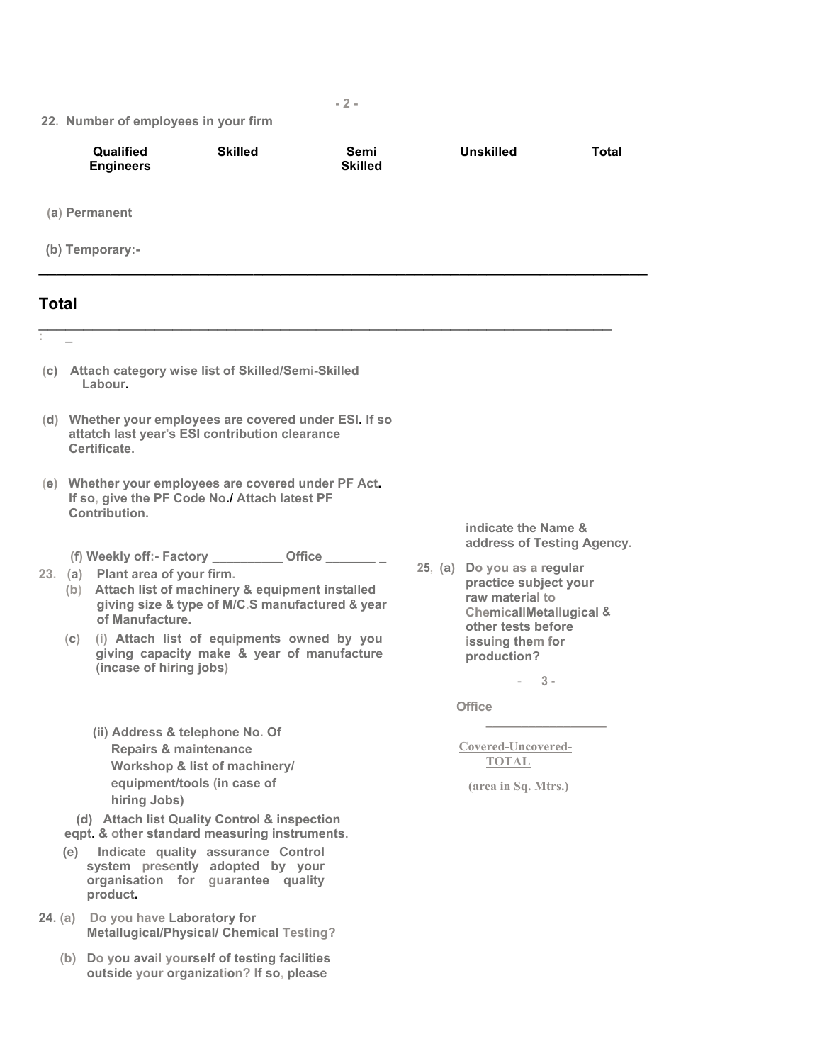22. Number of employees in your firm

| | Qualified Engineers | Skilled | Semi Skilled | Unskilled | Total |
|---|---|---|---|---|---|
| (a) Permanent | | | | | |
| (b) Temporary:- | | | | | |
| **Total** | | | | | |

(c) Attach category wise list of Skilled/Semi-Skilled Labour.

(d) Whether your employees are covered under ESI. If so attatch last year's ESI contribution clearance Certificate.

(e) Whether your employees are covered under PF Act. If so, give the PF Code No./ Attach latest PF Contribution.

(f) Weekly off:- Factory __________ Office _______ _

23. (a) Plant area of your firm.

| Office | |
|---|---|
| Covered-Uncovered-TOTAL | |
| (area in Sq. Mtrs.) | |

(b) Attach list of machinery & equipment installed giving size & type of M/C.S manufactured & year of Manufacture.

(c) (i) Attach list of equipments owned by you giving capacity make & year of manufacture (incase of hiring jobs)

(ii) Address & telephone No. Of Repairs & maintenance Workshop & list of machinery/ equipment/tools (in case of hiring Jobs)

(d) Attach list Quality Control & inspection eqpt. & other standard measuring instruments.

(e) Indicate quality assurance Control system presently adopted by your organisation for guarantee quality product.

24. (a) Do you have Laboratory for Metallugical/Physical/ Chemical Testing?

(b) Do you avail yourself of testing facilities outside your organization? If so, please indicate the Name & address of Testing Agency.

25, (a) Do you as a regular practice subject your raw material to ChemicallMetallugical & other tests before issuing them for production?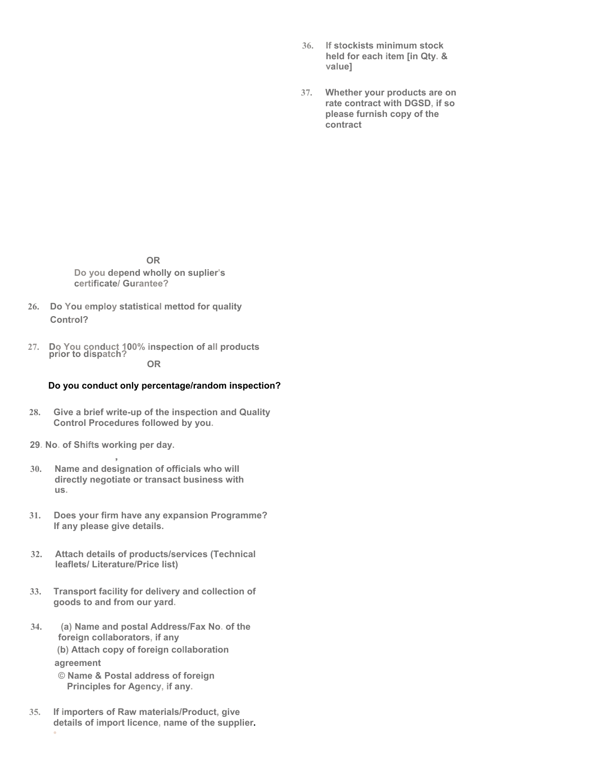OR

Do you depend wholly on suplier's certificate/ Gurantee?

26. Do You employ statistical mettod for quality Control?

27. Do You conduct 100% inspection of all products prior to dispatch?

OR

Do you conduct only percentage/random inspection?

28. Give a brief write-up of the inspection and Quality Control Procedures followed by you.

29. No. of Shifts working per day.

30. Name and designation of officials who will directly negotiate or transact business with us.

31. Does your firm have any expansion Programme? If any please give details.

32. Attach details of products/services (Technical leaflets/ Literature/Price list)

33. Transport facility for delivery and collection of goods to and from our yard.

34. (a) Name and postal Address/Fax No. of the foreign collaborators, if any

(b) Attach copy of foreign collaboration agreement

© Name & Postal address of foreign Principles for Agency, if any.

35. If importers of Raw materials/Product, give details of import licence, name of the supplier.

36. If stockists minimum stock held for each item [in Qty. & value]

37. Whether your products are on rate contract with DGSD, if so please furnish copy of the contract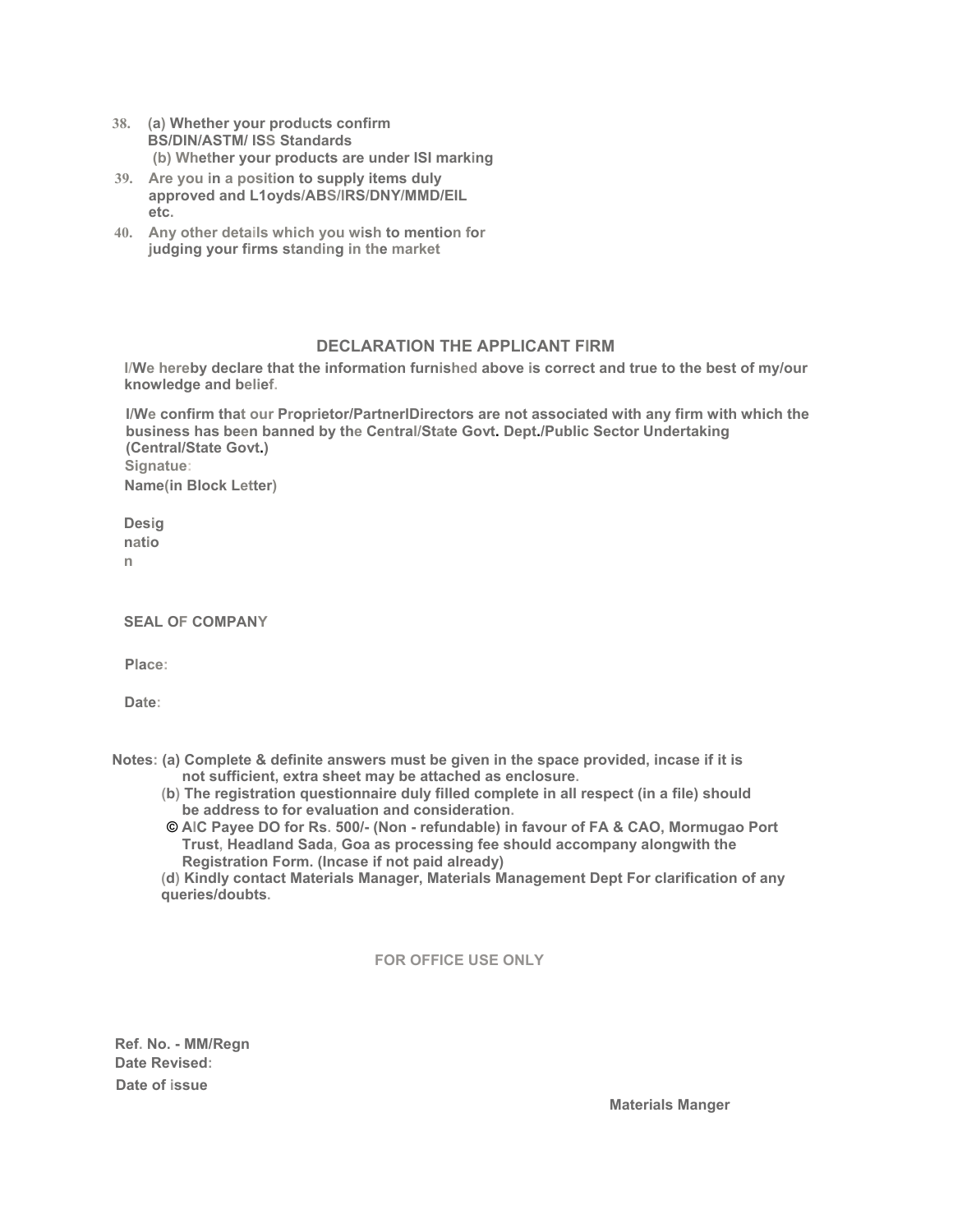38. **(a) Whether your products confirm BS/DIN/ASTM/ ISS Standards**
    **(b) Whether your products are under ISI marking**

39. **Are you in a position to supply items duly approved and L1oyds/ABS/IRS/DNY/MMD/EIL etc.**

40. **Any other details which you wish to mention for judging your firms standing in the market**

## DECLARATION THE APPLICANT FIRM

**I/We hereby declare that the information furnished above is correct and true to the best of my/our knowledge and belief.**

**I/We confirm that our Proprietor/PartnerlDirectors are not associated with any firm with which the business has been banned by the Central/State Govt. Dept./Public Sector Undertaking (Central/State Govt.)**

**Signatue:**

**Name(in Block Letter)**

**Designation**

**SEAL OF COMPANY**

**Place:**

**Date:**

**Notes: (a) Complete & definite answers must be given in the space provided, incase if it is not sufficient, extra sheet may be attached as enclosure.**

**(b) The registration questionnaire duly filled complete in all respect (in a file) should be address to for evaluation and consideration.**

**© AlC Payee DO for Rs. 500/- (Non - refundable) in favour of FA & CAO, Mormugao Port Trust, Headland Sada, Goa as processing fee should accompany alongwith the Registration Form. (Incase if not paid already)**

**(d) Kindly contact Materials Manager, Materials Management Dept For clarification of any queries/doubts.**

**FOR OFFICE USE ONLY**

**Ref. No. - MM/Regn**
**Date Revised:**
**Date of issue**

**Materials Manger**